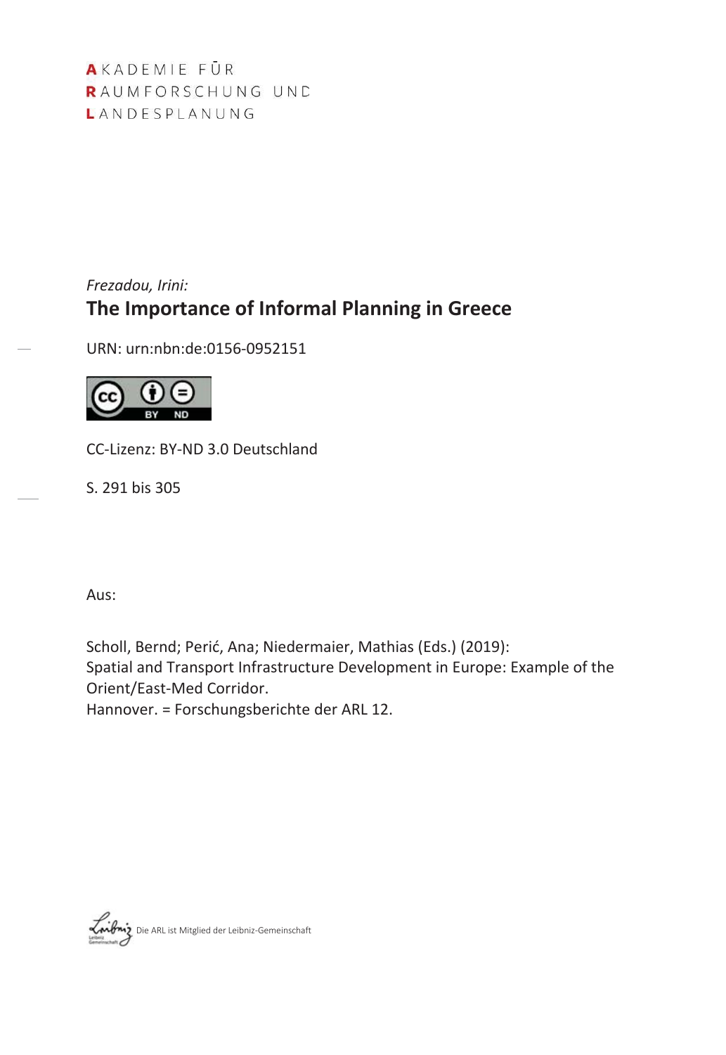AKADEMIE FÜR
RAUMFORSCHUNG UND
LANDESPLANUNG

*Frezadou, Irini:*

# The Importance of Informal Planning in Greece

URN: urn:nbn:de:0156-0952151

CC-Lizenz: BY-ND 3.0 Deutschland

S. 291 bis 305

Aus:

Scholl, Bernd; Perić, Ana; Niedermaier, Mathias (Eds.) (2019):
Spatial and Transport Infrastructure Development in Europe: Example of the Orient/East-Med Corridor.
Hannover. = Forschungsberichte der ARL 12.

Die ARL ist Mitglied der Leibniz-Gemeinschaft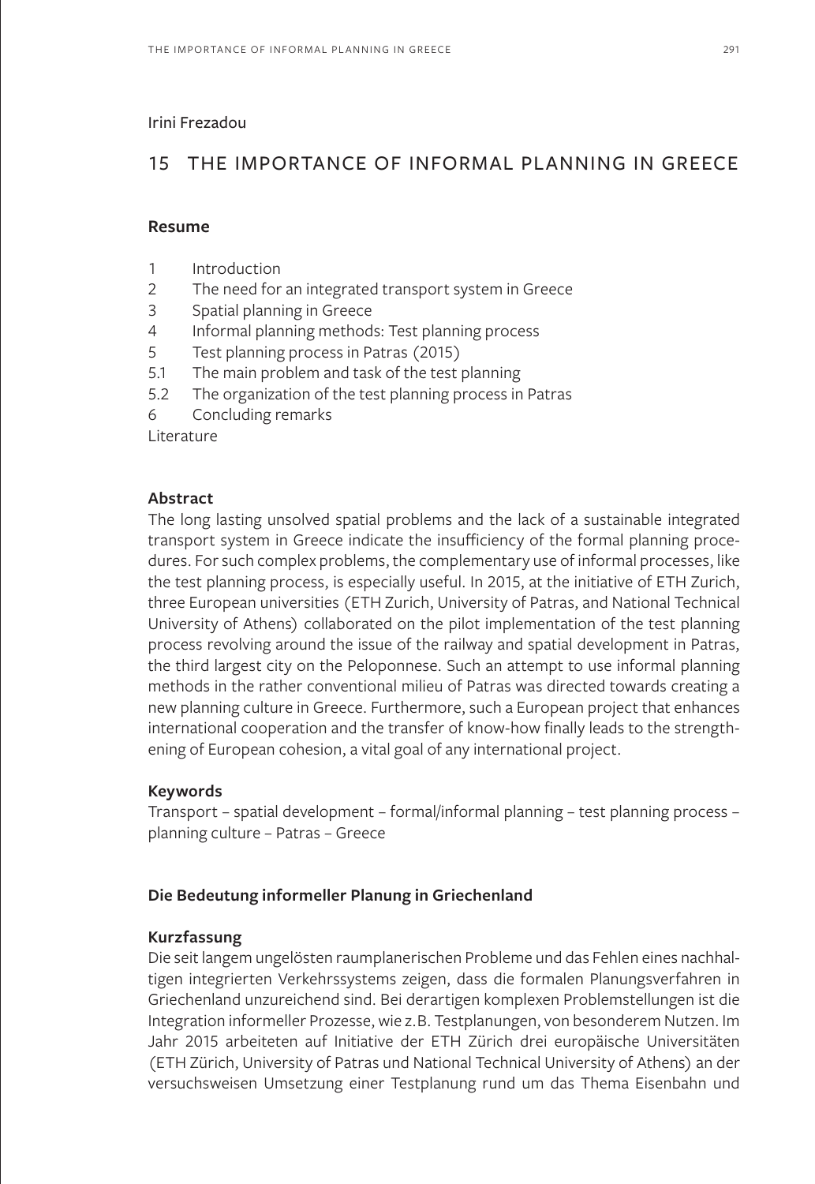Irini Frezadou

# 15 THE IMPORTANCE OF INFORMAL PLANNING IN GREECE

## Resume

1 Introduction
2 The need for an integrated transport system in Greece
3 Spatial planning in Greece
4 Informal planning methods: Test planning process
5 Test planning process in Patras (2015)
5.1 The main problem and task of the test planning
5.2 The organization of the test planning process in Patras
6 Concluding remarks
Literature

## Abstract

The long lasting unsolved spatial problems and the lack of a sustainable integrated transport system in Greece indicate the insufficiency of the formal planning procedures. For such complex problems, the complementary use of informal processes, like the test planning process, is especially useful. In 2015, at the initiative of ETH Zurich, three European universities (ETH Zurich, University of Patras, and National Technical University of Athens) collaborated on the pilot implementation of the test planning process revolving around the issue of the railway and spatial development in Patras, the third largest city on the Peloponnese. Such an attempt to use informal planning methods in the rather conventional milieu of Patras was directed towards creating a new planning culture in Greece. Furthermore, such a European project that enhances international cooperation and the transfer of know-how finally leads to the strengthening of European cohesion, a vital goal of any international project.

## Keywords

Transport – spatial development – formal/informal planning – test planning process – planning culture – Patras – Greece

## Die Bedeutung informeller Planung in Griechenland

## Kurzfassung

Die seit langem ungelösten raumplanerischen Probleme und das Fehlen eines nachhaltigen integrierten Verkehrssystems zeigen, dass die formalen Planungsverfahren in Griechenland unzureichend sind. Bei derartigen komplexen Problemstellungen ist die Integration informeller Prozesse, wie z.B. Testplanungen, von besonderem Nutzen. Im Jahr 2015 arbeiteten auf Initiative der ETH Zürich drei europäische Universitäten (ETH Zürich, University of Patras und National Technical University of Athens) an der versuchsweisen Umsetzung einer Testplanung rund um das Thema Eisenbahn und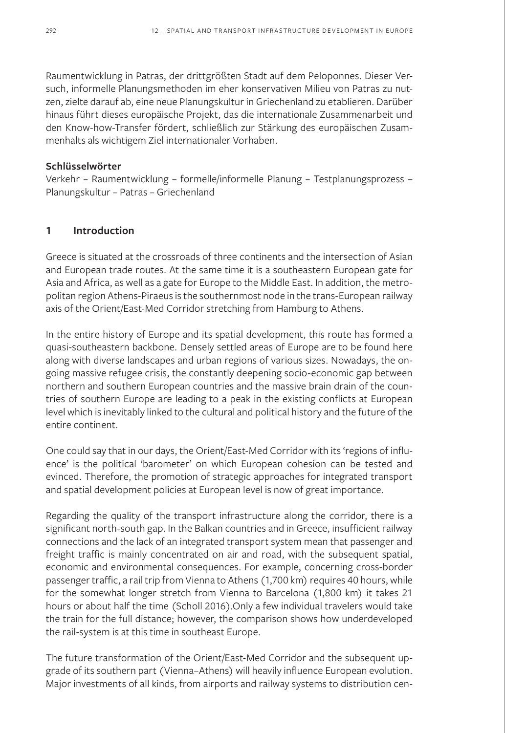Raumentwicklung in Patras, der drittgrößten Stadt auf dem Peloponnes. Dieser Versuch, informelle Planungsmethoden im eher konservativen Milieu von Patras zu nutzen, zielte darauf ab, eine neue Planungskultur in Griechenland zu etablieren. Darüber hinaus führt dieses europäische Projekt, das die internationale Zusammenarbeit und den Know-how-Transfer fördert, schließlich zur Stärkung des europäischen Zusammenhalts als wichtigem Ziel internationaler Vorhaben.

**Schlüsselwörter**

Verkehr – Raumentwicklung – formelle/informelle Planung – Testplanungsprozess – Planungskultur – Patras – Griechenland

## 1 Introduction

Greece is situated at the crossroads of three continents and the intersection of Asian and European trade routes. At the same time it is a southeastern European gate for Asia and Africa, as well as a gate for Europe to the Middle East. In addition, the metropolitan region Athens-Piraeus is the southernmost node in the trans-European railway axis of the Orient/East-Med Corridor stretching from Hamburg to Athens.

In the entire history of Europe and its spatial development, this route has formed a quasi-southeastern backbone. Densely settled areas of Europe are to be found here along with diverse landscapes and urban regions of various sizes. Nowadays, the ongoing massive refugee crisis, the constantly deepening socio-economic gap between northern and southern European countries and the massive brain drain of the countries of southern Europe are leading to a peak in the existing conflicts at European level which is inevitably linked to the cultural and political history and the future of the entire continent.

One could say that in our days, the Orient/East-Med Corridor with its 'regions of influence' is the political 'barometer' on which European cohesion can be tested and evinced. Therefore, the promotion of strategic approaches for integrated transport and spatial development policies at European level is now of great importance.

Regarding the quality of the transport infrastructure along the corridor, there is a significant north-south gap. In the Balkan countries and in Greece, insufficient railway connections and the lack of an integrated transport system mean that passenger and freight traffic is mainly concentrated on air and road, with the subsequent spatial, economic and environmental consequences. For example, concerning cross-border passenger traffic, a rail trip from Vienna to Athens (1,700 km) requires 40 hours, while for the somewhat longer stretch from Vienna to Barcelona (1,800 km) it takes 21 hours or about half the time (Scholl 2016).Only a few individual travelers would take the train for the full distance; however, the comparison shows how underdeveloped the rail-system is at this time in southeast Europe.

The future transformation of the Orient/East-Med Corridor and the subsequent upgrade of its southern part (Vienna–Athens) will heavily influence European evolution. Major investments of all kinds, from airports and railway systems to distribution cen-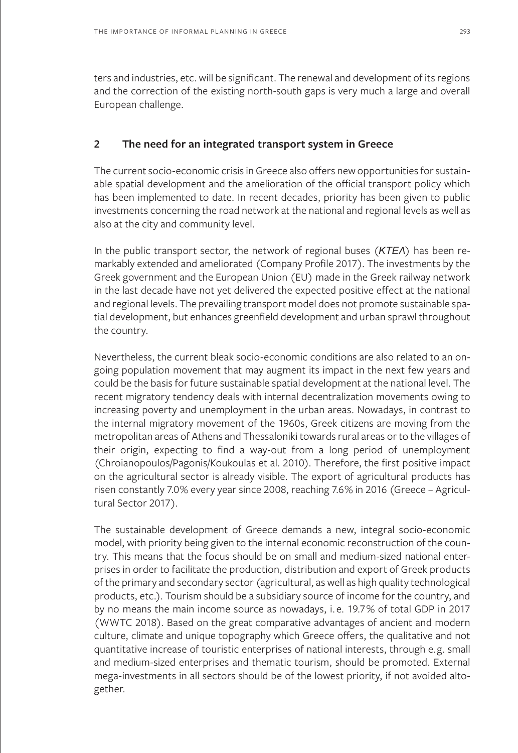ters and industries, etc. will be significant. The renewal and development of its regions and the correction of the existing north-south gaps is very much a large and overall European challenge.

## 2 The need for an integrated transport system in Greece

The current socio-economic crisis in Greece also offers new opportunities for sustainable spatial development and the amelioration of the official transport policy which has been implemented to date. In recent decades, priority has been given to public investments concerning the road network at the national and regional levels as well as also at the city and community level.

In the public transport sector, the network of regional buses (*ΚΤΕΛ*) has been remarkably extended and ameliorated (Company Profile 2017). The investments by the Greek government and the European Union (EU) made in the Greek railway network in the last decade have not yet delivered the expected positive effect at the national and regional levels. The prevailing transport model does not promote sustainable spatial development, but enhances greenfield development and urban sprawl throughout the country.

Nevertheless, the current bleak socio-economic conditions are also related to an ongoing population movement that may augment its impact in the next few years and could be the basis for future sustainable spatial development at the national level. The recent migratory tendency deals with internal decentralization movements owing to increasing poverty and unemployment in the urban areas. Nowadays, in contrast to the internal migratory movement of the 1960s, Greek citizens are moving from the metropolitan areas of Athens and Thessaloniki towards rural areas or to the villages of their origin, expecting to find a way-out from a long period of unemployment (Chroianopoulos/Pagonis/Koukoulas et al. 2010). Therefore, the first positive impact on the agricultural sector is already visible. The export of agricultural products has risen constantly 7.0% every year since 2008, reaching 7.6% in 2016 (Greece – Agricultural Sector 2017).

The sustainable development of Greece demands a new, integral socio-economic model, with priority being given to the internal economic reconstruction of the country. This means that the focus should be on small and medium-sized national enterprises in order to facilitate the production, distribution and export of Greek products of the primary and secondary sector (agricultural, as well as high quality technological products, etc.). Tourism should be a subsidiary source of income for the country, and by no means the main income source as nowadays, i.e. 19.7% of total GDP in 2017 (WWTC 2018). Based on the great comparative advantages of ancient and modern culture, climate and unique topography which Greece offers, the qualitative and not quantitative increase of touristic enterprises of national interests, through e.g. small and medium-sized enterprises and thematic tourism, should be promoted. External mega-investments in all sectors should be of the lowest priority, if not avoided altogether.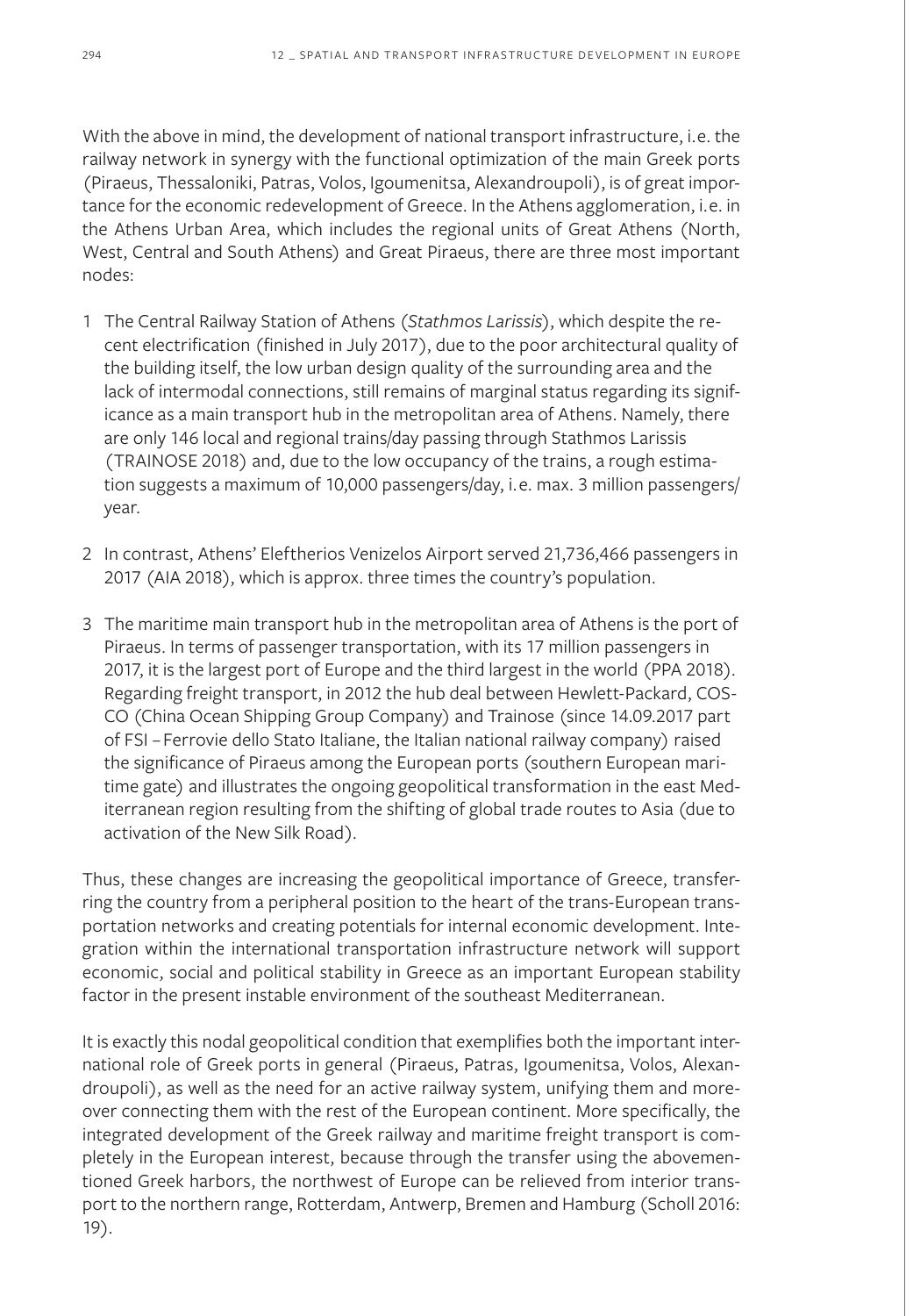With the above in mind, the development of national transport infrastructure, i.e. the railway network in synergy with the functional optimization of the main Greek ports (Piraeus, Thessaloniki, Patras, Volos, Igoumenitsa, Alexandroupoli), is of great importance for the economic redevelopment of Greece. In the Athens agglomeration, i.e. in the Athens Urban Area, which includes the regional units of Great Athens (North, West, Central and South Athens) and Great Piraeus, there are three most important nodes:

1. The Central Railway Station of Athens (*Stathmos Larissis*), which despite the recent electrification (finished in July 2017), due to the poor architectural quality of the building itself, the low urban design quality of the surrounding area and the lack of intermodal connections, still remains of marginal status regarding its significance as a main transport hub in the metropolitan area of Athens. Namely, there are only 146 local and regional trains/day passing through Stathmos Larissis (TRAINOSE 2018) and, due to the low occupancy of the trains, a rough estimation suggests a maximum of 10,000 passengers/day, i.e. max. 3 million passengers/year.

2. In contrast, Athens' Eleftherios Venizelos Airport served 21,736,466 passengers in 2017 (AIA 2018), which is approx. three times the country's population.

3. The maritime main transport hub in the metropolitan area of Athens is the port of Piraeus. In terms of passenger transportation, with its 17 million passengers in 2017, it is the largest port of Europe and the third largest in the world (PPA 2018). Regarding freight transport, in 2012 the hub deal between Hewlett-Packard, COSCO (China Ocean Shipping Group Company) and Trainose (since 14.09.2017 part of FSI – Ferrovie dello Stato Italiane, the Italian national railway company) raised the significance of Piraeus among the European ports (southern European maritime gate) and illustrates the ongoing geopolitical transformation in the east Mediterranean region resulting from the shifting of global trade routes to Asia (due to activation of the New Silk Road).

Thus, these changes are increasing the geopolitical importance of Greece, transferring the country from a peripheral position to the heart of the trans-European transportation networks and creating potentials for internal economic development. Integration within the international transportation infrastructure network will support economic, social and political stability in Greece as an important European stability factor in the present instable environment of the southeast Mediterranean.

It is exactly this nodal geopolitical condition that exemplifies both the important international role of Greek ports in general (Piraeus, Patras, Igoumenitsa, Volos, Alexandroupoli), as well as the need for an active railway system, unifying them and moreover connecting them with the rest of the European continent. More specifically, the integrated development of the Greek railway and maritime freight transport is completely in the European interest, because through the transfer using the abovementioned Greek harbors, the northwest of Europe can be relieved from interior transport to the northern range, Rotterdam, Antwerp, Bremen and Hamburg (Scholl 2016: 19).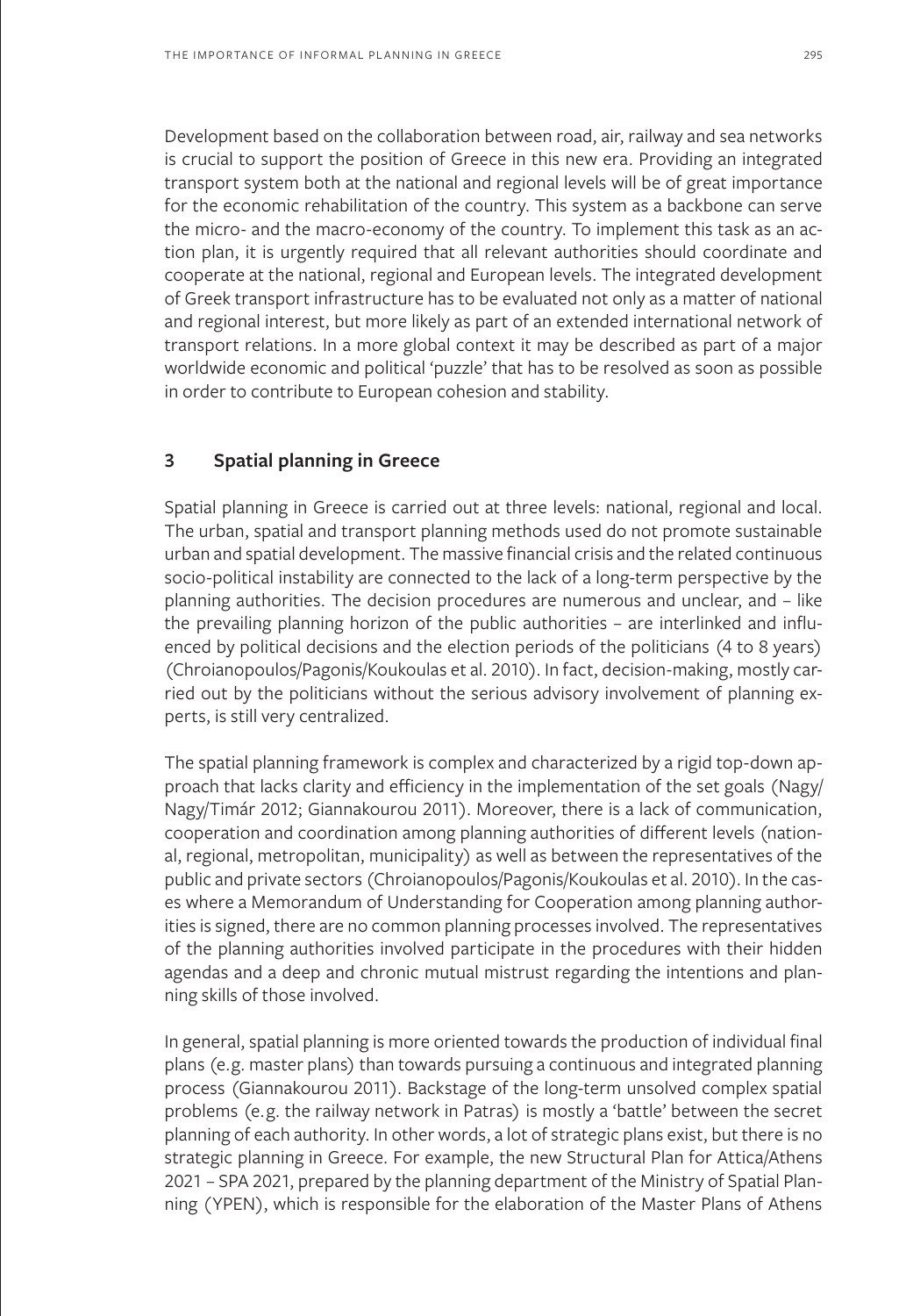Development based on the collaboration between road, air, railway and sea networks is crucial to support the position of Greece in this new era. Providing an integrated transport system both at the national and regional levels will be of great importance for the economic rehabilitation of the country. This system as a backbone can serve the micro- and the macro-economy of the country. To implement this task as an action plan, it is urgently required that all relevant authorities should coordinate and cooperate at the national, regional and European levels. The integrated development of Greek transport infrastructure has to be evaluated not only as a matter of national and regional interest, but more likely as part of an extended international network of transport relations. In a more global context it may be described as part of a major worldwide economic and political 'puzzle' that has to be resolved as soon as possible in order to contribute to European cohesion and stability.

## 3 Spatial planning in Greece

Spatial planning in Greece is carried out at three levels: national, regional and local. The urban, spatial and transport planning methods used do not promote sustainable urban and spatial development. The massive financial crisis and the related continuous socio-political instability are connected to the lack of a long-term perspective by the planning authorities. The decision procedures are numerous and unclear, and – like the prevailing planning horizon of the public authorities – are interlinked and influenced by political decisions and the election periods of the politicians (4 to 8 years) (Chroianopoulos/Pagonis/Koukoulas et al. 2010). In fact, decision-making, mostly carried out by the politicians without the serious advisory involvement of planning experts, is still very centralized.

The spatial planning framework is complex and characterized by a rigid top-down approach that lacks clarity and efficiency in the implementation of the set goals (Nagy/Nagy/Timár 2012; Giannakourou 2011). Moreover, there is a lack of communication, cooperation and coordination among planning authorities of different levels (national, regional, metropolitan, municipality) as well as between the representatives of the public and private sectors (Chroianopoulos/Pagonis/Koukoulas et al. 2010). In the cases where a Memorandum of Understanding for Cooperation among planning authorities is signed, there are no common planning processes involved. The representatives of the planning authorities involved participate in the procedures with their hidden agendas and a deep and chronic mutual mistrust regarding the intentions and planning skills of those involved.

In general, spatial planning is more oriented towards the production of individual final plans (e.g. master plans) than towards pursuing a continuous and integrated planning process (Giannakourou 2011). Backstage of the long-term unsolved complex spatial problems (e.g. the railway network in Patras) is mostly a 'battle' between the secret planning of each authority. In other words, a lot of strategic plans exist, but there is no strategic planning in Greece. For example, the new Structural Plan for Attica/Athens 2021 – SPA 2021, prepared by the planning department of the Ministry of Spatial Planning (YPEN), which is responsible for the elaboration of the Master Plans of Athens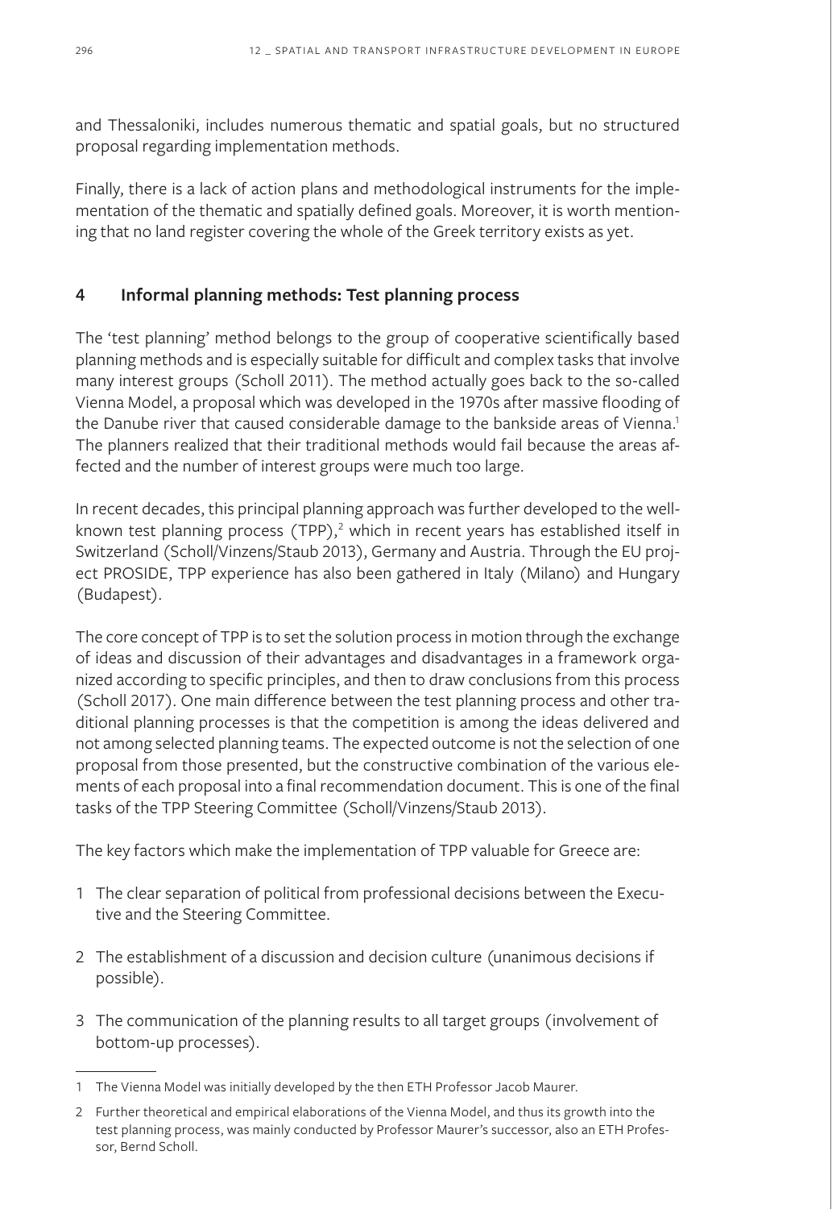and Thessaloniki, includes numerous thematic and spatial goals, but no structured proposal regarding implementation methods.

Finally, there is a lack of action plans and methodological instruments for the implementation of the thematic and spatially defined goals. Moreover, it is worth mentioning that no land register covering the whole of the Greek territory exists as yet.

## 4 Informal planning methods: Test planning process

The 'test planning' method belongs to the group of cooperative scientifically based planning methods and is especially suitable for difficult and complex tasks that involve many interest groups (Scholl 2011). The method actually goes back to the so-called Vienna Model, a proposal which was developed in the 1970s after massive flooding of the Danube river that caused considerable damage to the bankside areas of Vienna.[1] The planners realized that their traditional methods would fail because the areas affected and the number of interest groups were much too large.

In recent decades, this principal planning approach was further developed to the well-known test planning process (TPP),[2] which in recent years has established itself in Switzerland (Scholl/Vinzens/Staub 2013), Germany and Austria. Through the EU project PROSIDE, TPP experience has also been gathered in Italy (Milano) and Hungary (Budapest).

The core concept of TPP is to set the solution process in motion through the exchange of ideas and discussion of their advantages and disadvantages in a framework organized according to specific principles, and then to draw conclusions from this process (Scholl 2017). One main difference between the test planning process and other traditional planning processes is that the competition is among the ideas delivered and not among selected planning teams. The expected outcome is not the selection of one proposal from those presented, but the constructive combination of the various elements of each proposal into a final recommendation document. This is one of the final tasks of the TPP Steering Committee (Scholl/Vinzens/Staub 2013).

The key factors which make the implementation of TPP valuable for Greece are:

1. The clear separation of political from professional decisions between the Executive and the Steering Committee.
2. The establishment of a discussion and decision culture (unanimous decisions if possible).
3. The communication of the planning results to all target groups (involvement of bottom-up processes).

---

1 The Vienna Model was initially developed by the then ETH Professor Jacob Maurer.

2 Further theoretical and empirical elaborations of the Vienna Model, and thus its growth into the test planning process, was mainly conducted by Professor Maurer's successor, also an ETH Professor, Bernd Scholl.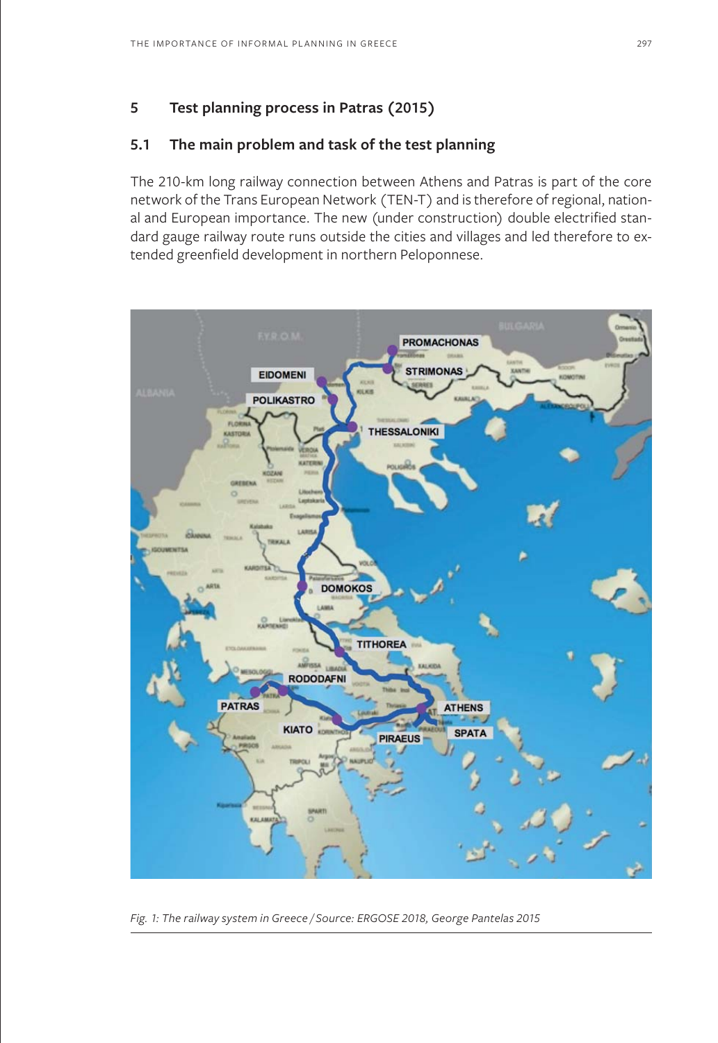## 5 Test planning process in Patras (2015)

### 5.1 The main problem and task of the test planning

The 210-km long railway connection between Athens and Patras is part of the core network of the Trans European Network (TEN-T) and is therefore of regional, national and European importance. The new (under construction) double electrified standard gauge railway route runs outside the cities and villages and led therefore to extended greenfield development in northern Peloponnese.

*Fig. 1: The railway system in Greece / Source: ERGOSE 2018, George Pantelas 2015*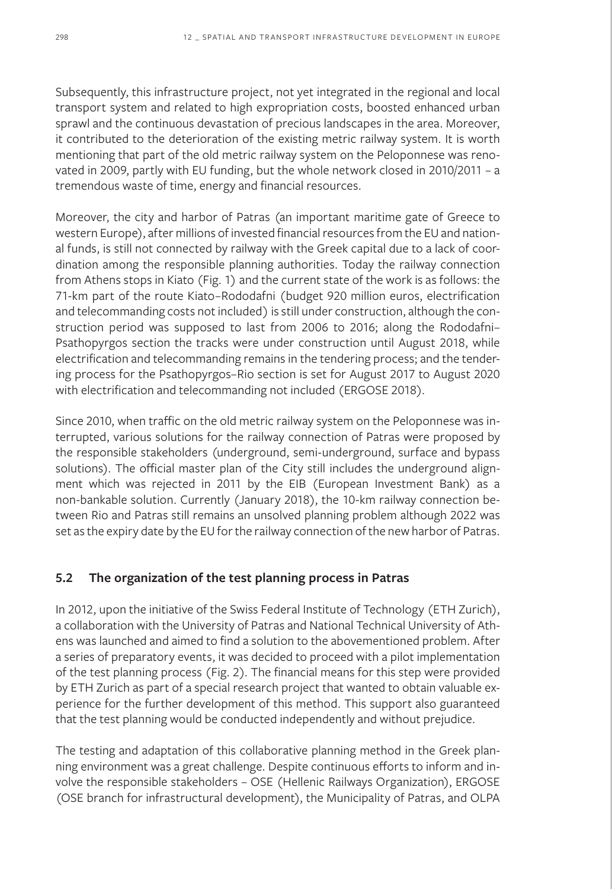Subsequently, this infrastructure project, not yet integrated in the regional and local transport system and related to high expropriation costs, boosted enhanced urban sprawl and the continuous devastation of precious landscapes in the area. Moreover, it contributed to the deterioration of the existing metric railway system. It is worth mentioning that part of the old metric railway system on the Peloponnese was renovated in 2009, partly with EU funding, but the whole network closed in 2010/2011 – a tremendous waste of time, energy and financial resources.

Moreover, the city and harbor of Patras (an important maritime gate of Greece to western Europe), after millions of invested financial resources from the EU and national funds, is still not connected by railway with the Greek capital due to a lack of coordination among the responsible planning authorities. Today the railway connection from Athens stops in Kiato (Fig. 1) and the current state of the work is as follows: the 71-km part of the route Kiato–Rododafni (budget 920 million euros, electrification and telecommanding costs not included) is still under construction, although the construction period was supposed to last from 2006 to 2016; along the Rododafni–Psathopyrgos section the tracks were under construction until August 2018, while electrification and telecommanding remains in the tendering process; and the tendering process for the Psathopyrgos–Rio section is set for August 2017 to August 2020 with electrification and telecommanding not included (ERGOSE 2018).

Since 2010, when traffic on the old metric railway system on the Peloponnese was interrupted, various solutions for the railway connection of Patras were proposed by the responsible stakeholders (underground, semi-underground, surface and bypass solutions). The official master plan of the City still includes the underground alignment which was rejected in 2011 by the EIB (European Investment Bank) as a non-bankable solution. Currently (January 2018), the 10-km railway connection between Rio and Patras still remains an unsolved planning problem although 2022 was set as the expiry date by the EU for the railway connection of the new harbor of Patras.

## 5.2 The organization of the test planning process in Patras

In 2012, upon the initiative of the Swiss Federal Institute of Technology (ETH Zurich), a collaboration with the University of Patras and National Technical University of Athens was launched and aimed to find a solution to the abovementioned problem. After a series of preparatory events, it was decided to proceed with a pilot implementation of the test planning process (Fig. 2). The financial means for this step were provided by ETH Zurich as part of a special research project that wanted to obtain valuable experience for the further development of this method. This support also guaranteed that the test planning would be conducted independently and without prejudice.

The testing and adaptation of this collaborative planning method in the Greek planning environment was a great challenge. Despite continuous efforts to inform and involve the responsible stakeholders – OSE (Hellenic Railways Organization), ERGOSE (OSE branch for infrastructural development), the Municipality of Patras, and OLPA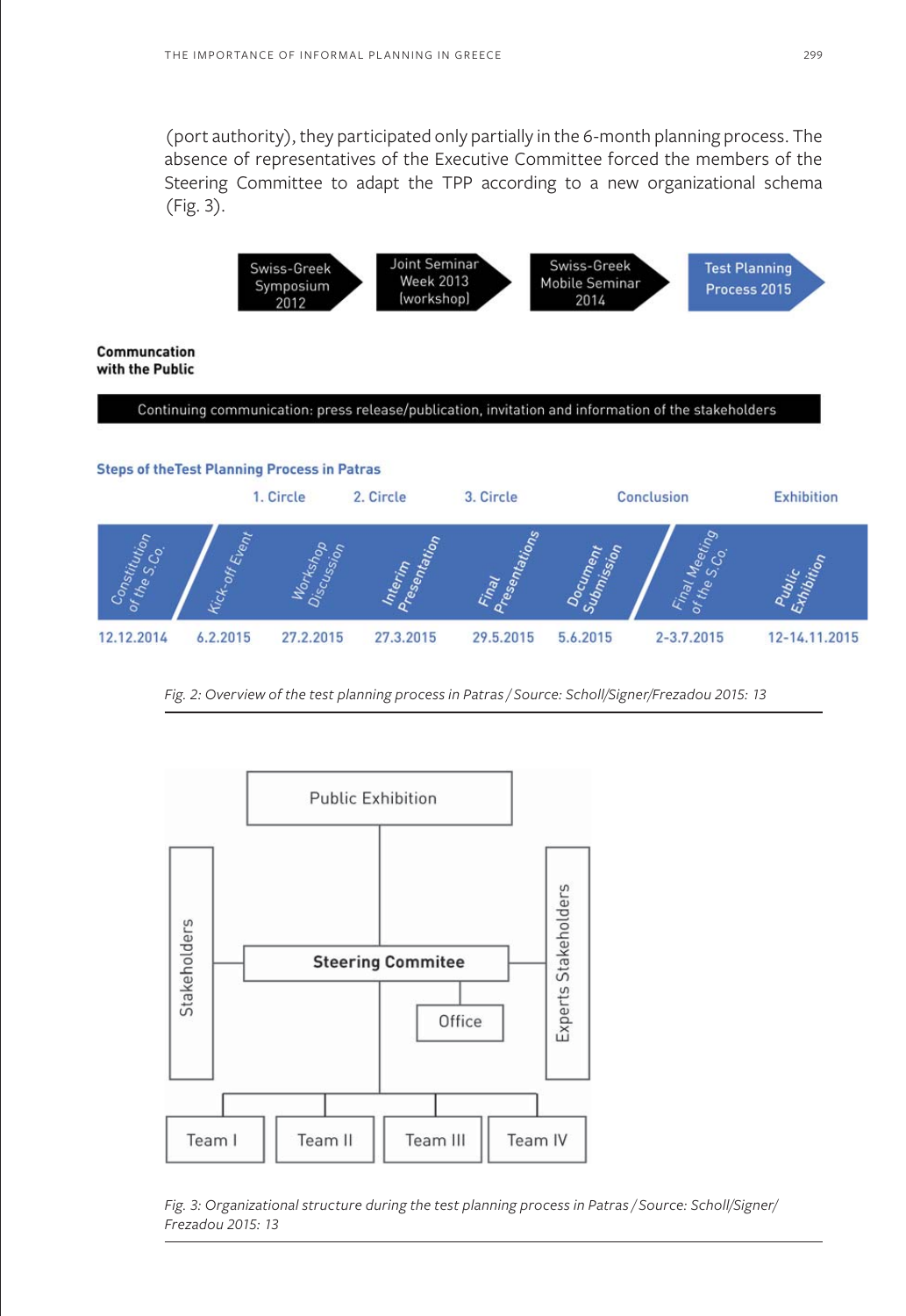(port authority), they participated only partially in the 6-month planning process. The absence of representatives of the Executive Committee forced the members of the Steering Committee to adapt the TPP according to a new organizational schema (Fig. 3).

Swiss-Greek Symposium 2012 → Joint Seminar Week 2013 (workshop) → Swiss-Greek Mobile Seminar 2014 → Test Planning Process 2015

**Communcation with the Public**

Continuing communication: press release/publication, invitation and information of the stakeholders

**Steps of theTest Planning Process in Patras**

| | | 1. Circle | 2. Circle | 3. Circle | | Conclusion | Exhibition |
|---|---|---|---|---|---|---|---|
| Constitution of the S.Co. | Kick-off Event | Workshop Discussion | Interim Presentation | Final Presentations | Document Submission | Final Meeting of the S.Co. | Public Exhibition |
| 12.12.2014 | 6.2.2015 | 27.2.2015 | 27.3.2015 | 29.5.2015 | 5.6.2015 | 2-3.7.2015 | 12-14.11.2015 |

*Fig. 2: Overview of the test planning process in Patras / Source: Scholl/Signer/Frezadou 2015: 13*

Public Exhibition

Stakeholders — Steering Commitee — Experts Stakeholders

Office

Team I | Team II | Team III | Team IV

*Fig. 3: Organizational structure during the test planning process in Patras / Source: Scholl/Signer/Frezadou 2015: 13*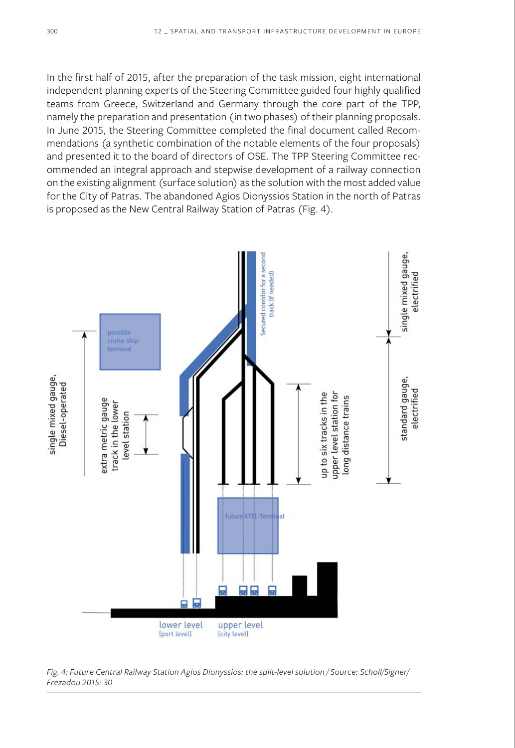In the first half of 2015, after the preparation of the task mission, eight international independent planning experts of the Steering Committee guided four highly qualified teams from Greece, Switzerland and Germany through the core part of the TPP, namely the preparation and presentation (in two phases) of their planning proposals. In June 2015, the Steering Committee completed the final document called Recommendations (a synthetic combination of the notable elements of the four proposals) and presented it to the board of directors of OSE. The TPP Steering Committee recommended an integral approach and stepwise development of a railway connection on the existing alignment (surface solution) as the solution with the most added value for the City of Patras. The abandoned Agios Dionyssios Station in the north of Patras is proposed as the New Central Railway Station of Patras (Fig. 4).

*Fig. 4: Future Central Railway Station Agios Dionyssios: the split-level solution / Source: Scholl/Signer/Frezadou 2015: 30*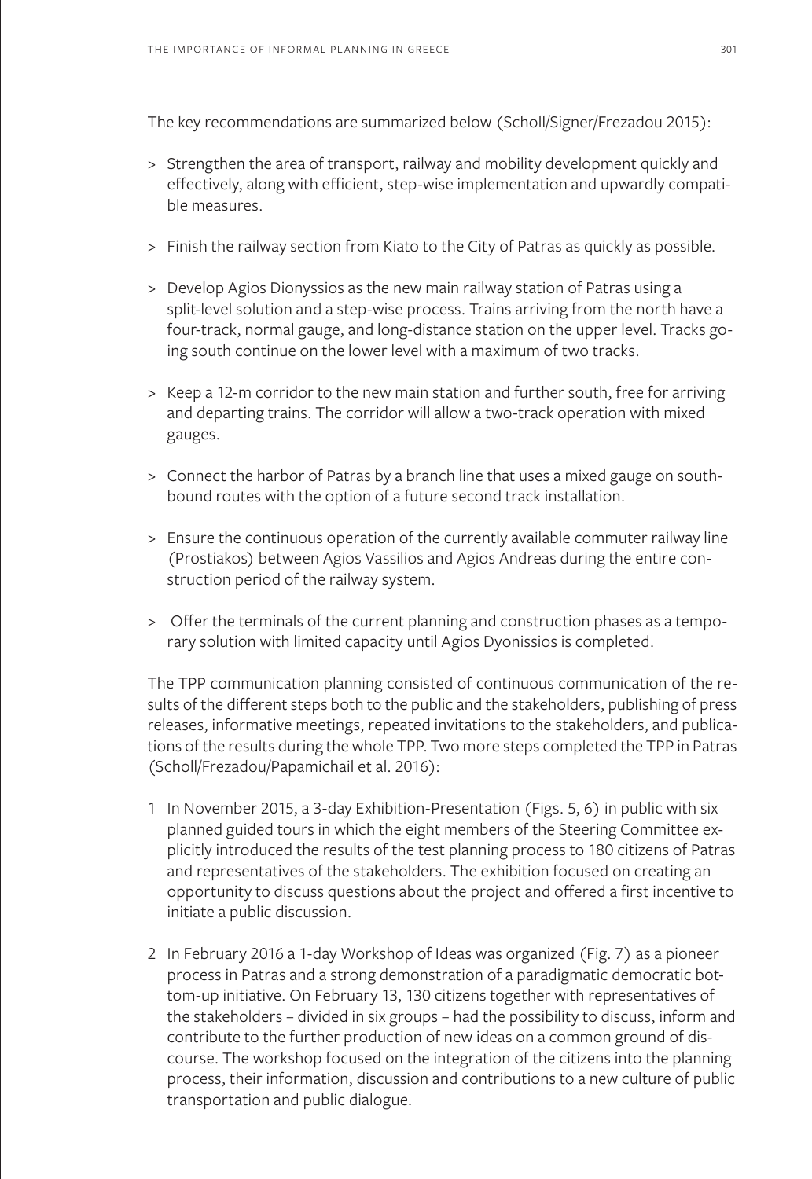The key recommendations are summarized below (Scholl/Signer/Frezadou 2015):

> Strengthen the area of transport, railway and mobility development quickly and effectively, along with efficient, step-wise implementation and upwardly compatible measures.

> Finish the railway section from Kiato to the City of Patras as quickly as possible.

> Develop Agios Dionyssios as the new main railway station of Patras using a split-level solution and a step-wise process. Trains arriving from the north have a four-track, normal gauge, and long-distance station on the upper level. Tracks going south continue on the lower level with a maximum of two tracks.

> Keep a 12-m corridor to the new main station and further south, free for arriving and departing trains. The corridor will allow a two-track operation with mixed gauges.

> Connect the harbor of Patras by a branch line that uses a mixed gauge on southbound routes with the option of a future second track installation.

> Ensure the continuous operation of the currently available commuter railway line (Prostiakos) between Agios Vassilios and Agios Andreas during the entire construction period of the railway system.

> Offer the terminals of the current planning and construction phases as a temporary solution with limited capacity until Agios Dyonissios is completed.

The TPP communication planning consisted of continuous communication of the results of the different steps both to the public and the stakeholders, publishing of press releases, informative meetings, repeated invitations to the stakeholders, and publications of the results during the whole TPP. Two more steps completed the TPP in Patras (Scholl/Frezadou/Papamichail et al. 2016):

1. In November 2015, a 3-day Exhibition-Presentation (Figs. 5, 6) in public with six planned guided tours in which the eight members of the Steering Committee explicitly introduced the results of the test planning process to 180 citizens of Patras and representatives of the stakeholders. The exhibition focused on creating an opportunity to discuss questions about the project and offered a first incentive to initiate a public discussion.

2. In February 2016 a 1-day Workshop of Ideas was organized (Fig. 7) as a pioneer process in Patras and a strong demonstration of a paradigmatic democratic bottom-up initiative. On February 13, 130 citizens together with representatives of the stakeholders – divided in six groups – had the possibility to discuss, inform and contribute to the further production of new ideas on a common ground of discourse. The workshop focused on the integration of the citizens into the planning process, their information, discussion and contributions to a new culture of public transportation and public dialogue.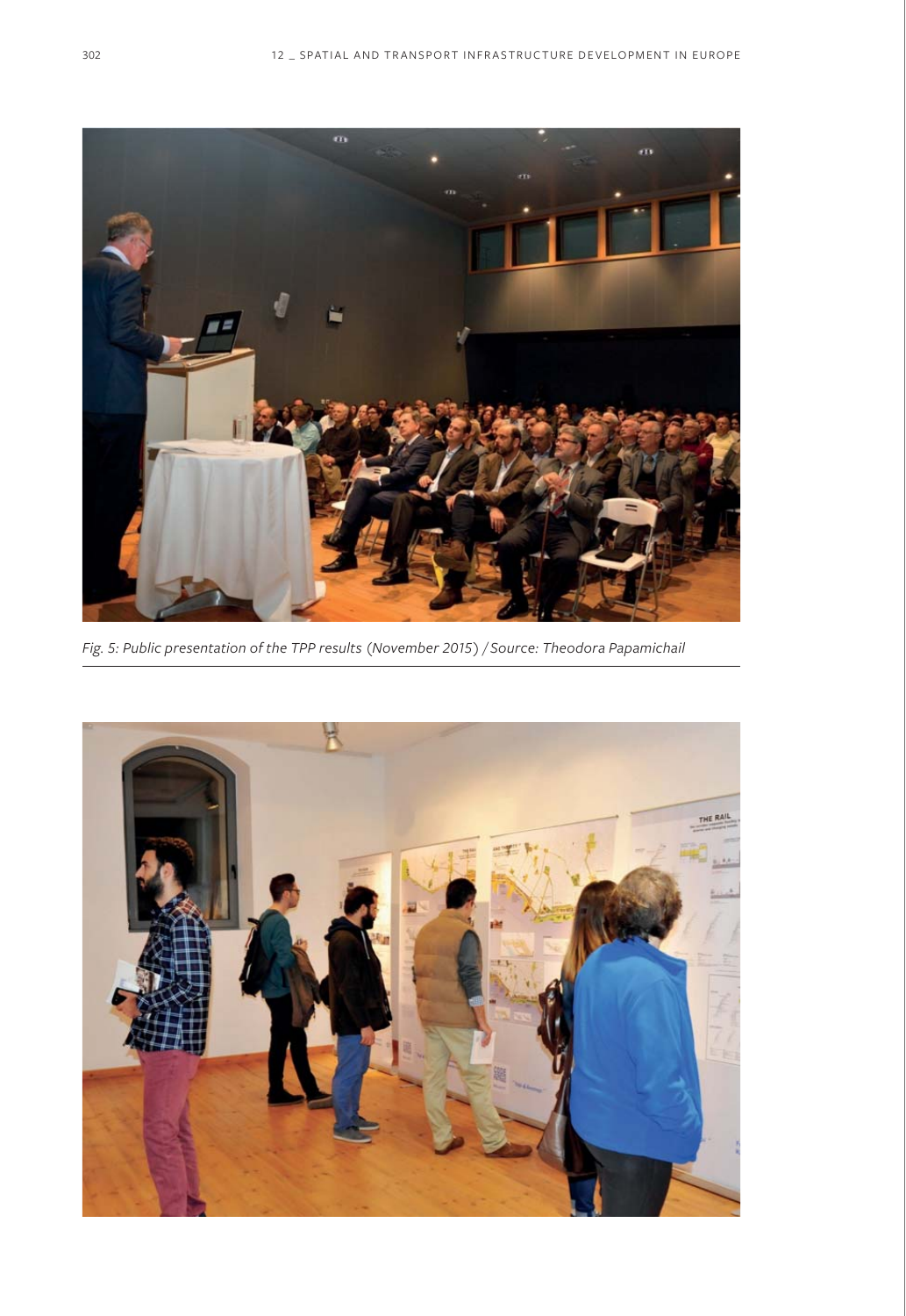*Fig. 5: Public presentation of the TPP results (November 2015) / Source: Theodora Papamichail*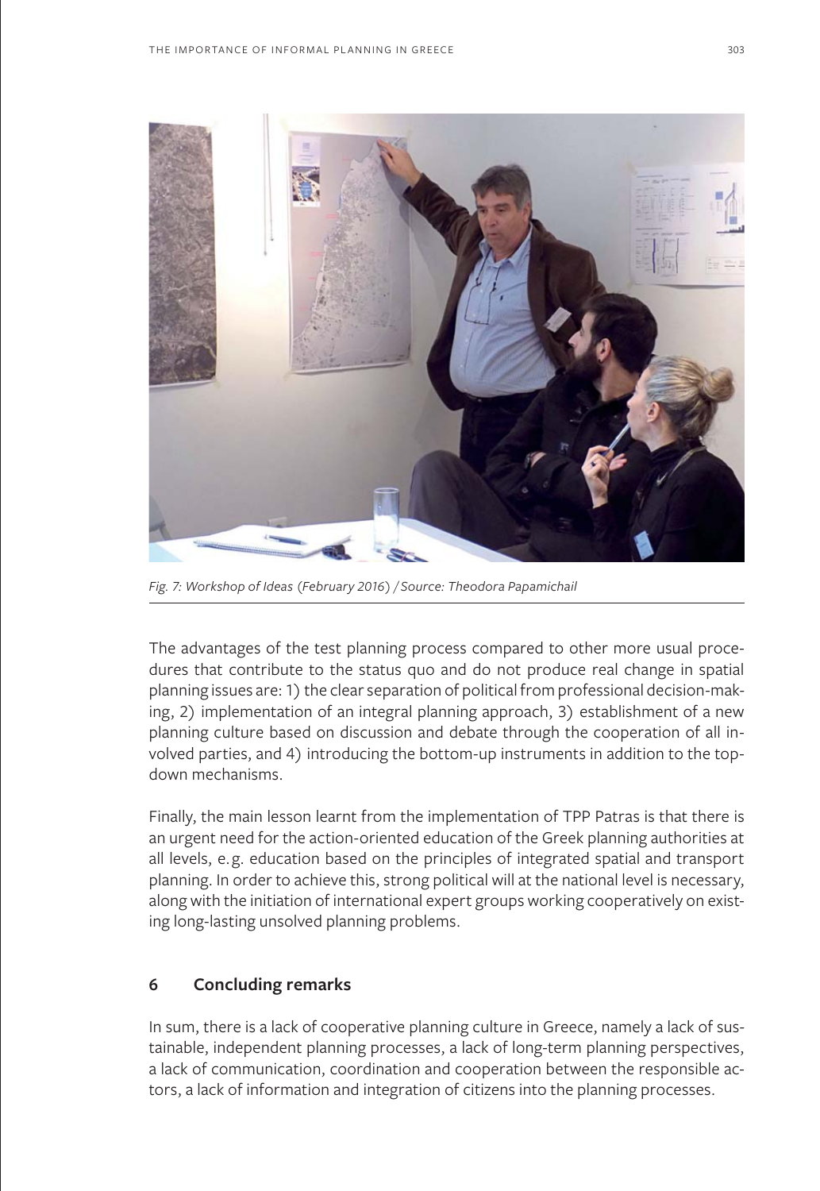Fig. 7: Workshop of Ideas (February 2016) / Source: Theodora Papamichail

The advantages of the test planning process compared to other more usual procedures that contribute to the status quo and do not produce real change in spatial planning issues are: 1) the clear separation of political from professional decision-making, 2) implementation of an integral planning approach, 3) establishment of a new planning culture based on discussion and debate through the cooperation of all involved parties, and 4) introducing the bottom-up instruments in addition to the top-down mechanisms.

Finally, the main lesson learnt from the implementation of TPP Patras is that there is an urgent need for the action-oriented education of the Greek planning authorities at all levels, e.g. education based on the principles of integrated spatial and transport planning. In order to achieve this, strong political will at the national level is necessary, along with the initiation of international expert groups working cooperatively on existing long-lasting unsolved planning problems.

## 6 Concluding remarks

In sum, there is a lack of cooperative planning culture in Greece, namely a lack of sustainable, independent planning processes, a lack of long-term planning perspectives, a lack of communication, coordination and cooperation between the responsible actors, a lack of information and integration of citizens into the planning processes.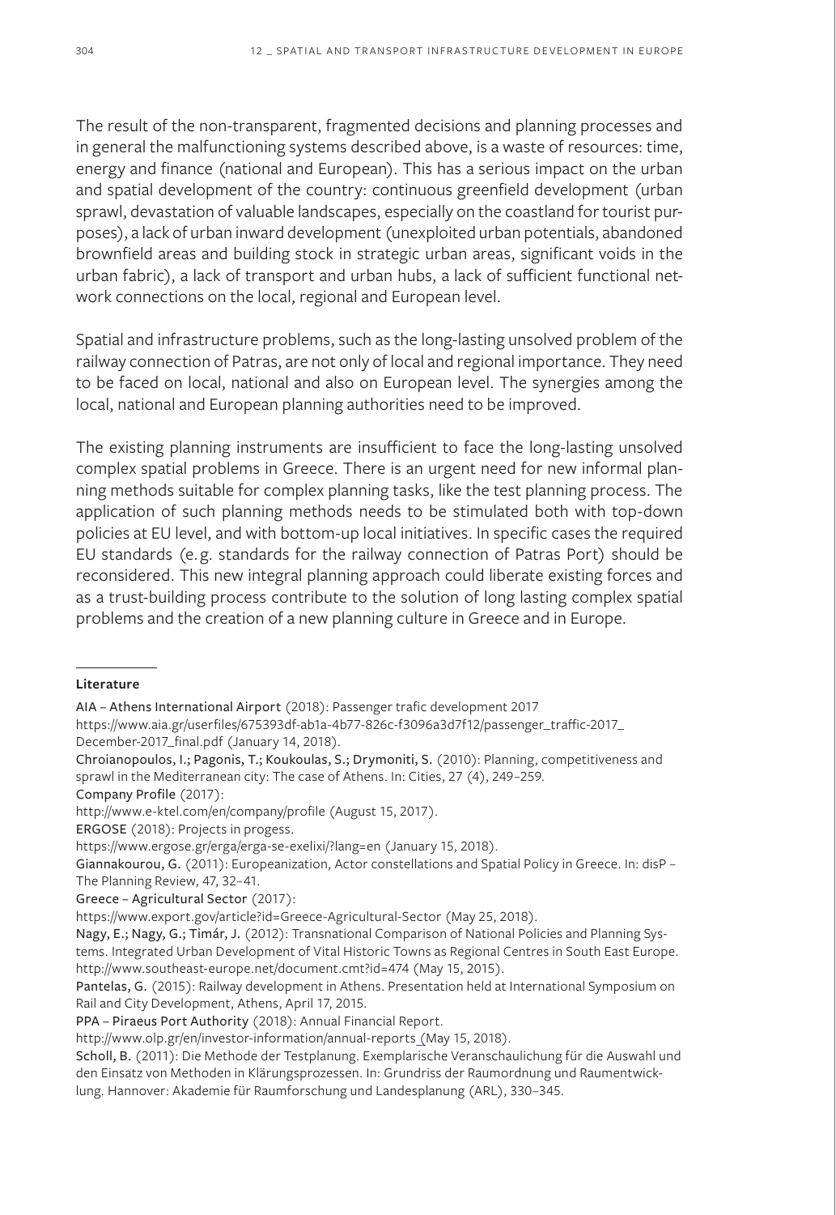The result of the non-transparent, fragmented decisions and planning processes and in general the malfunctioning systems described above, is a waste of resources: time, energy and finance (national and European). This has a serious impact on the urban and spatial development of the country: continuous greenfield development (urban sprawl, devastation of valuable landscapes, especially on the coastland for tourist purposes), a lack of urban inward development (unexploited urban potentials, abandoned brownfield areas and building stock in strategic urban areas, significant voids in the urban fabric), a lack of transport and urban hubs, a lack of sufficient functional network connections on the local, regional and European level.

Spatial and infrastructure problems, such as the long-lasting unsolved problem of the railway connection of Patras, are not only of local and regional importance. They need to be faced on local, national and also on European level. The synergies among the local, national and European planning authorities need to be improved.

The existing planning instruments are insufficient to face the long-lasting unsolved complex spatial problems in Greece. There is an urgent need for new informal planning methods suitable for complex planning tasks, like the test planning process. The application of such planning methods needs to be stimulated both with top-down policies at EU level, and with bottom-up local initiatives. In specific cases the required EU standards (e.g. standards for the railway connection of Patras Port) should be reconsidered. This new integral planning approach could liberate existing forces and as a trust-building process contribute to the solution of long lasting complex spatial problems and the creation of a new planning culture in Greece and in Europe.

**Literature**

**AIA – Athens International Airport** (2018): Passenger trafic development 2017
https://www.aia.gr/userfiles/675393df-ab1a-4b77-826c-f3096a3d7f12/passenger_traffic-2017_December-2017_final.pdf (January 14, 2018).

**Chroianopoulos, I.; Pagonis, T.; Koukoulas, S.; Drymoniti, S.** (2010): Planning, competitiveness and sprawl in the Mediterranean city: The case of Athens. In: Cities, 27 (4), 249–259.

**Company Profile** (2017):
http://www.e-ktel.com/en/company/profile (August 15, 2017).

**ERGOSE** (2018): Projects in progess.
https://www.ergose.gr/erga/erga-se-exelixi/?lang=en (January 15, 2018).

**Giannakourou, G.** (2011): Europeanization, Actor constellations and Spatial Policy in Greece. In: disP – The Planning Review, 47, 32–41.

**Greece – Agricultural Sector** (2017):
https://www.export.gov/article?id=Greece-Agricultural-Sector (May 25, 2018).

**Nagy, E.; Nagy, G.; Timár, J.** (2012): Transnational Comparison of National Policies and Planning Systems. Integrated Urban Development of Vital Historic Towns as Regional Centres in South East Europe. http://www.southeast-europe.net/document.cmt?id=474 (May 15, 2015).

**Pantelas, G.** (2015): Railway development in Athens. Presentation held at International Symposium on Rail and City Development, Athens, April 17, 2015.

**PPA – Piraeus Port Authority** (2018): Annual Financial Report.
http://www.olp.gr/en/investor-information/annual-reports (May 15, 2018).

**Scholl, B.** (2011): Die Methode der Testplanung. Exemplarische Veranschaulichung für die Auswahl und den Einsatz von Methoden in Klärungsprozessen. In: Grundriss der Raumordnung und Raumentwicklung. Hannover: Akademie für Raumforschung und Landesplanung (ARL), 330–345.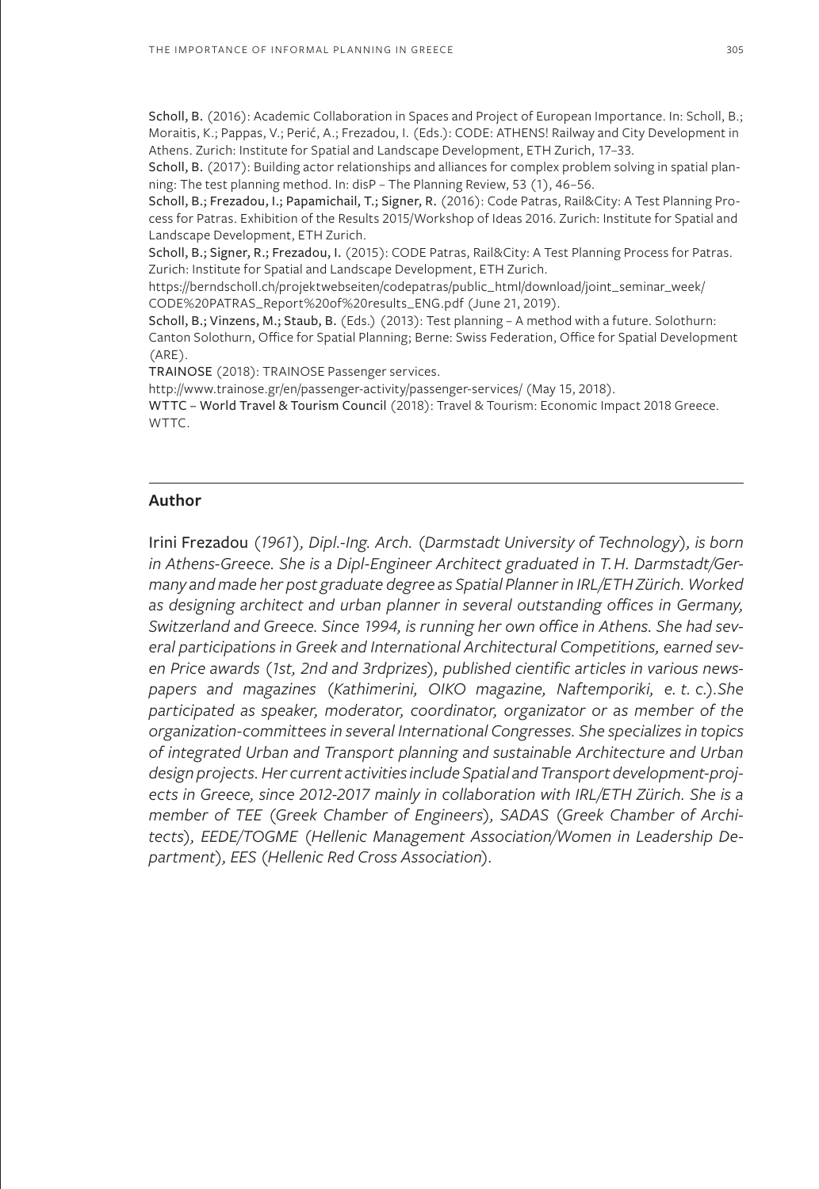**Scholl, B.** (2016): Academic Collaboration in Spaces and Project of European Importance. In: Scholl, B.; Moraitis, K.; Pappas, V.; Perić, A.; Frezadou, I. (Eds.): CODE: ATHENS! Railway and City Development in Athens. Zurich: Institute for Spatial and Landscape Development, ETH Zurich, 17–33.

**Scholl, B.** (2017): Building actor relationships and alliances for complex problem solving in spatial planning: The test planning method. In: disP – The Planning Review, 53 (1), 46–56.

**Scholl, B.; Frezadou, I.; Papamichail, T.; Signer, R.** (2016): Code Patras, Rail&City: A Test Planning Process for Patras. Exhibition of the Results 2015/Workshop of Ideas 2016. Zurich: Institute for Spatial and Landscape Development, ETH Zurich.

**Scholl, B.; Signer, R.; Frezadou, I.** (2015): CODE Patras, Rail&City: A Test Planning Process for Patras. Zurich: Institute for Spatial and Landscape Development, ETH Zurich.
https://berndscholl.ch/projektwebseiten/codepatras/public_html/download/joint_seminar_week/CODE%20PATRAS_Report%20of%20results_ENG.pdf (June 21, 2019).

**Scholl, B.; Vinzens, M.; Staub, B.** (Eds.) (2013): Test planning – A method with a future. Solothurn: Canton Solothurn, Office for Spatial Planning; Berne: Swiss Federation, Office for Spatial Development (ARE).

**TRAINOSE** (2018): TRAINOSE Passenger services.
http://www.trainose.gr/en/passenger-activity/passenger-services/ (May 15, 2018).

**WTTC – World Travel & Tourism Council** (2018): Travel & Tourism: Economic Impact 2018 Greece. WTTC.

## Author

Irini Frezadou *(1961), Dipl.-Ing. Arch. (Darmstadt University of Technology), is born in Athens-Greece. She is a Dipl-Engineer Architect graduated in T.H. Darmstadt/Germany and made her post graduate degree as Spatial Planner in IRL/ETH Zürich. Worked as designing architect and urban planner in several outstanding offices in Germany, Switzerland and Greece. Since 1994, is running her own office in Athens. She had several participations in Greek and International Architectural Competitions, earned seven Price awards (1st, 2nd and 3rdprizes), published cientific articles in various newspapers and magazines (Kathimerini, OIKO magazine, Naftemporiki, e. t. c.).She participated as speaker, moderator, coordinator, organizator or as member of the organization-committees in several International Congresses. She specializes in topics of integrated Urban and Transport planning and sustainable Architecture and Urban design projects. Her current activities include Spatial and Transport development-projects in Greece, since 2012-2017 mainly in collaboration with IRL/ETH Zürich. She is a member of TEE (Greek Chamber of Engineers), SADAS (Greek Chamber of Architects), EEDE/TOGME (Hellenic Management Association/Women in Leadership Department), EES (Hellenic Red Cross Association).*